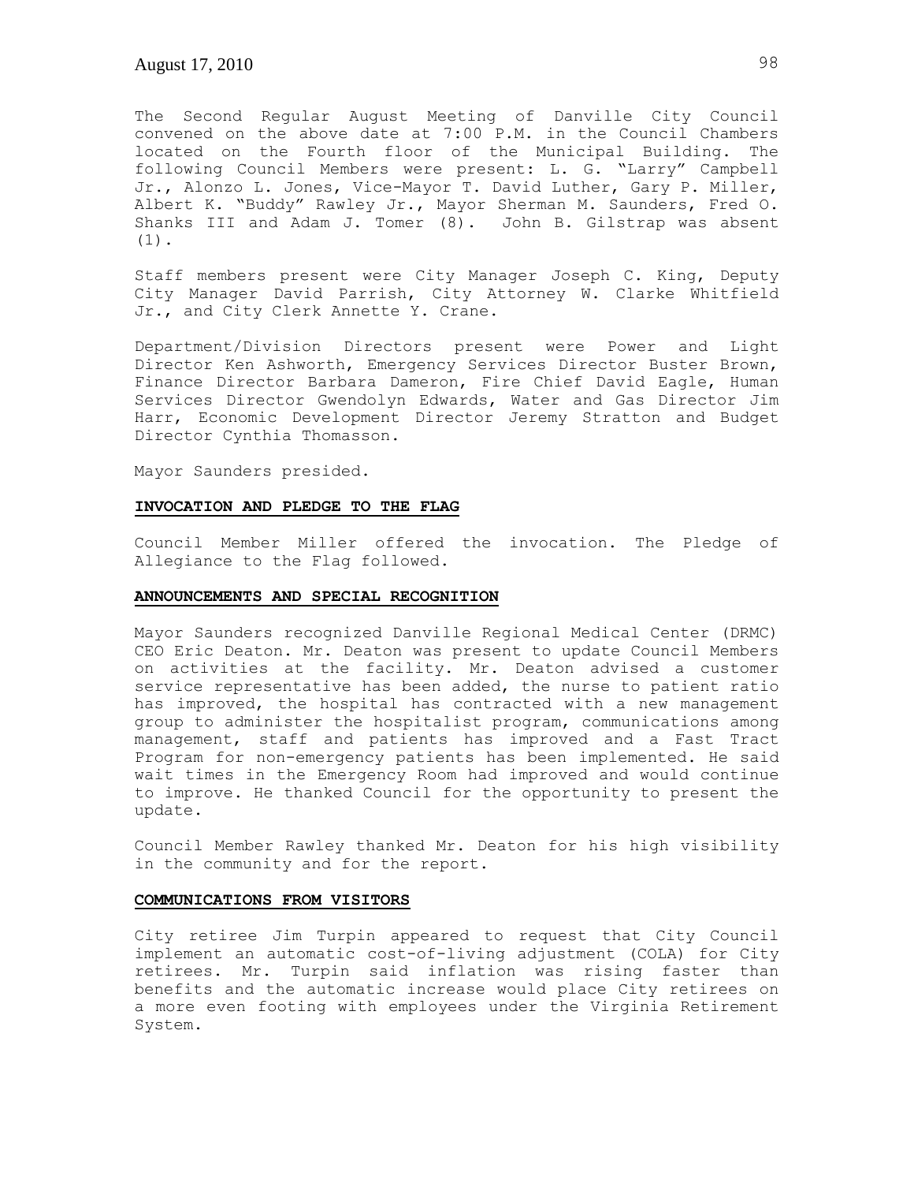The Second Regular August Meeting of Danville City Council convened on the above date at 7:00 P.M. in the Council Chambers located on the Fourth floor of the Municipal Building. The following Council Members were present: L. G. "Larry" Campbell Jr., Alonzo L. Jones, Vice-Mayor T. David Luther, Gary P. Miller, Albert K. "Buddy" Rawley Jr., Mayor Sherman M. Saunders, Fred O. Shanks III and Adam J. Tomer (8). John B. Gilstrap was absent (1).

Staff members present were City Manager Joseph C. King, Deputy City Manager David Parrish, City Attorney W. Clarke Whitfield Jr., and City Clerk Annette Y. Crane.

Department/Division Directors present were Power and Light Director Ken Ashworth, Emergency Services Director Buster Brown, Finance Director Barbara Dameron, Fire Chief David Eagle, Human Services Director Gwendolyn Edwards, Water and Gas Director Jim Harr, Economic Development Director Jeremy Stratton and Budget Director Cynthia Thomasson.

Mayor Saunders presided.

**INVOCATION AND PLEDGE TO THE FLAG**

Council Member Miller offered the invocation. The Pledge of Allegiance to the Flag followed.

**ANNOUNCEMENTS AND SPECIAL RECOGNITION**

Mayor Saunders recognized Danville Regional Medical Center (DRMC) CEO Eric Deaton. Mr. Deaton was present to update Council Members on activities at the facility. Mr. Deaton advised a customer service representative has been added, the nurse to patient ratio has improved, the hospital has contracted with a new management group to administer the hospitalist program, communications among management, staff and patients has improved and a Fast Tract Program for non-emergency patients has been implemented. He said wait times in the Emergency Room had improved and would continue to improve. He thanked Council for the opportunity to present the update.

Council Member Rawley thanked Mr. Deaton for his high visibility in the community and for the report.

**COMMUNICATIONS FROM VISITORS**

City retiree Jim Turpin appeared to request that City Council implement an automatic cost-of-living adjustment (COLA) for City retirees. Mr. Turpin said inflation was rising faster than benefits and the automatic increase would place City retirees on a more even footing with employees under the Virginia Retirement System.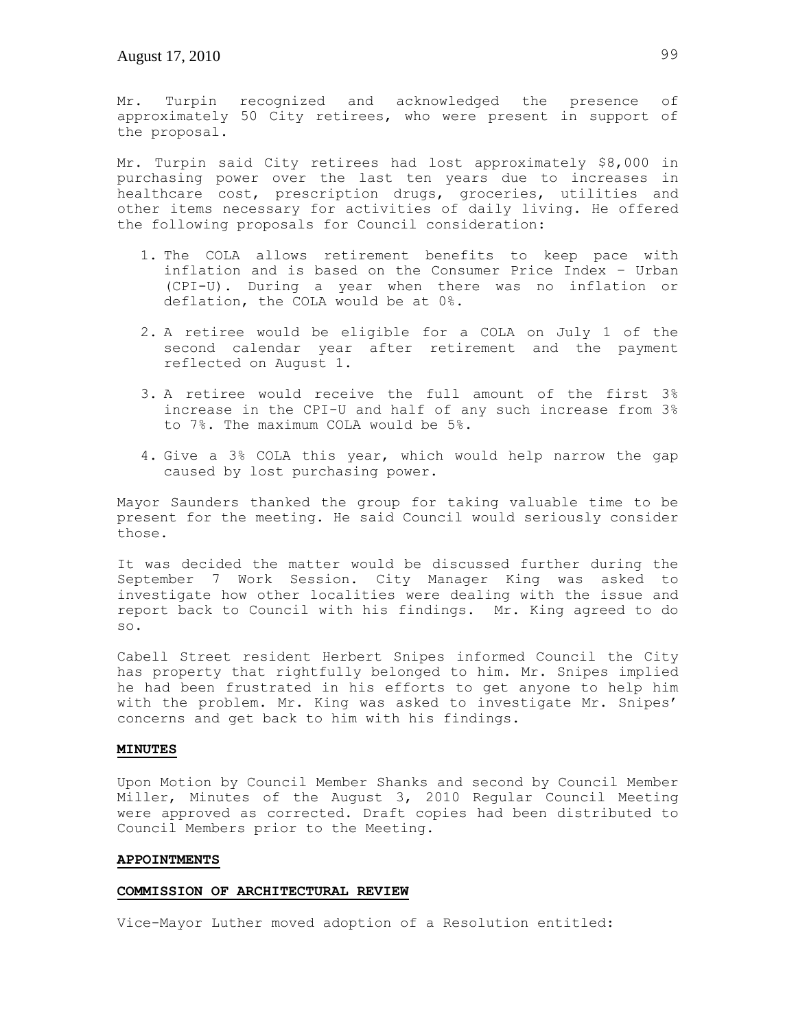Mr. Turpin recognized and acknowledged the presence of approximately 50 City retirees, who were present in support of the proposal.

Mr. Turpin said City retirees had lost approximately $8,000 in purchasing power over the last ten years due to increases in healthcare cost, prescription drugs, groceries, utilities and other items necessary for activities of daily living. He offered the following proposals for Council consideration:

1. The COLA allows retirement benefits to keep pace with inflation and is based on the Consumer Price Index – Urban (CPI-U). During a year when there was no inflation or deflation, the COLA would be at 0%.

2. A retiree would be eligible for a COLA on July 1 of the second calendar year after retirement and the payment reflected on August 1.

3. A retiree would receive the full amount of the first 3% increase in the CPI-U and half of any such increase from 3% to 7%. The maximum COLA would be 5%.

4. Give a 3% COLA this year, which would help narrow the gap caused by lost purchasing power.

Mayor Saunders thanked the group for taking valuable time to be present for the meeting. He said Council would seriously consider those.

It was decided the matter would be discussed further during the September 7 Work Session. City Manager King was asked to investigate how other localities were dealing with the issue and report back to Council with his findings. Mr. King agreed to do so.

Cabell Street resident Herbert Snipes informed Council the City has property that rightfully belonged to him. Mr. Snipes implied he had been frustrated in his efforts to get anyone to help him with the problem. Mr. King was asked to investigate Mr. Snipes' concerns and get back to him with his findings.

## MINUTES

Upon Motion by Council Member Shanks and second by Council Member Miller, Minutes of the August 3, 2010 Regular Council Meeting were approved as corrected. Draft copies had been distributed to Council Members prior to the Meeting.

## APPOINTMENTS

### COMMISSION OF ARCHITECTURAL REVIEW

Vice-Mayor Luther moved adoption of a Resolution entitled: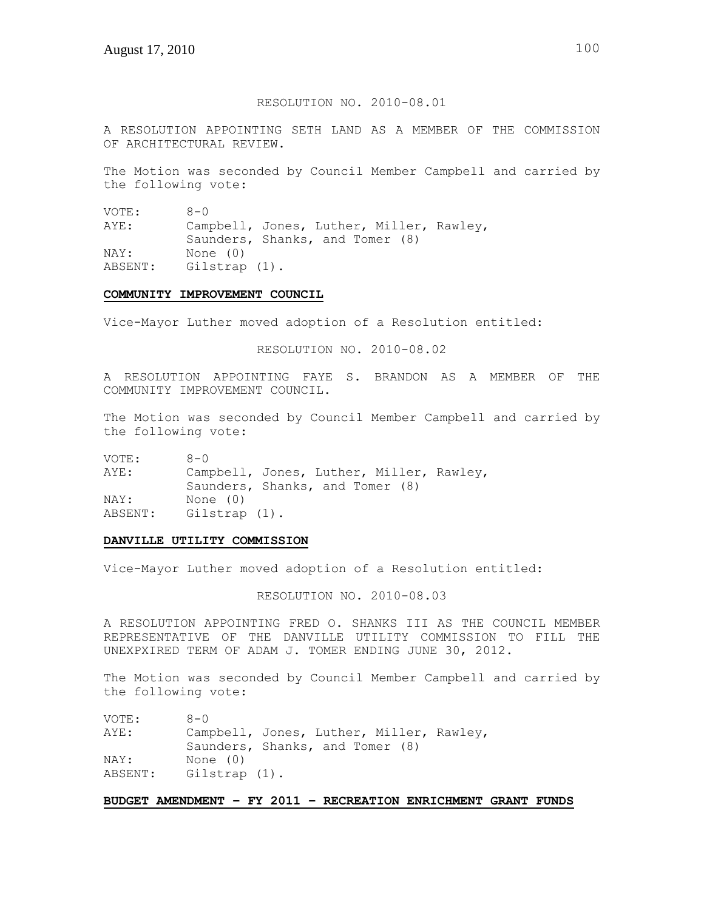RESOLUTION NO. 2010-08.01

A RESOLUTION APPOINTING SETH LAND AS A MEMBER OF THE COMMISSION OF ARCHITECTURAL REVIEW.

The Motion was seconded by Council Member Campbell and carried by the following vote:

VOTE: 8-0
AYE: Campbell, Jones, Luther, Miller, Rawley, Saunders, Shanks, and Tomer (8)
NAY: None (0)
ABSENT: Gilstrap (1).

**COMMUNITY IMPROVEMENT COUNCIL**

Vice-Mayor Luther moved adoption of a Resolution entitled:

RESOLUTION NO. 2010-08.02

A RESOLUTION APPOINTING FAYE S. BRANDON AS A MEMBER OF THE COMMUNITY IMPROVEMENT COUNCIL.

The Motion was seconded by Council Member Campbell and carried by the following vote:

VOTE: 8-0
AYE: Campbell, Jones, Luther, Miller, Rawley, Saunders, Shanks, and Tomer (8)
NAY: None (0)
ABSENT: Gilstrap (1).

**DANVILLE UTILITY COMMISSION**

Vice-Mayor Luther moved adoption of a Resolution entitled:

RESOLUTION NO. 2010-08.03

A RESOLUTION APPOINTING FRED O. SHANKS III AS THE COUNCIL MEMBER REPRESENTATIVE OF THE DANVILLE UTILITY COMMISSION TO FILL THE UNEXPXIRED TERM OF ADAM J. TOMER ENDING JUNE 30, 2012.

The Motion was seconded by Council Member Campbell and carried by the following vote:

VOTE: 8-0
AYE: Campbell, Jones, Luther, Miller, Rawley, Saunders, Shanks, and Tomer (8)
NAY: None (0)
ABSENT: Gilstrap (1).

**BUDGET AMENDMENT – FY 2011 – RECREATION ENRICHMENT GRANT FUNDS**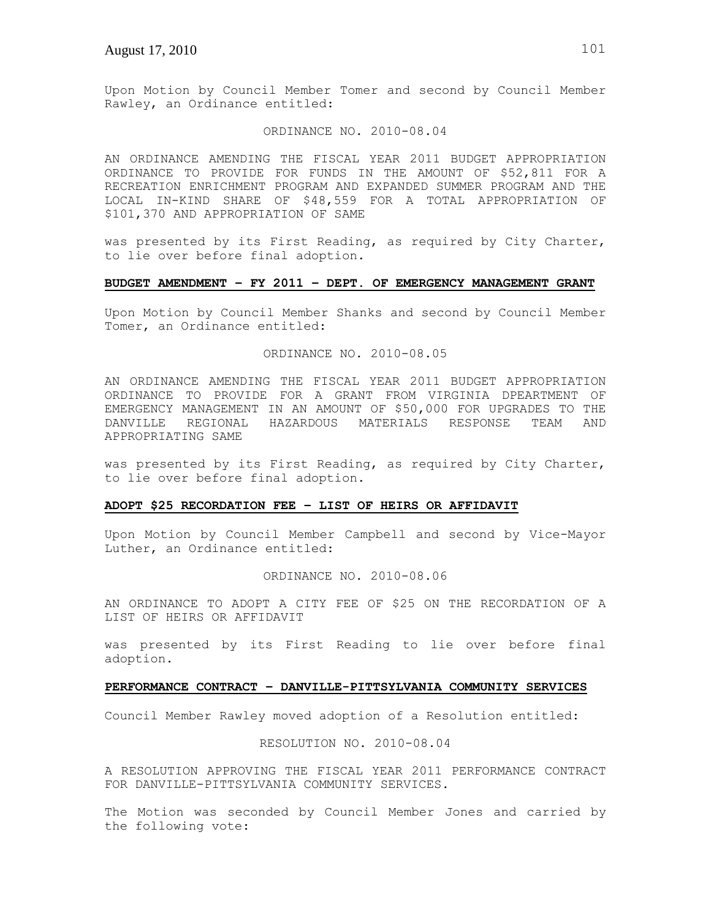Upon Motion by Council Member Tomer and second by Council Member Rawley, an Ordinance entitled:

ORDINANCE NO. 2010-08.04

AN ORDINANCE AMENDING THE FISCAL YEAR 2011 BUDGET APPROPRIATION ORDINANCE TO PROVIDE FOR FUNDS IN THE AMOUNT OF $52,811 FOR A RECREATION ENRICHMENT PROGRAM AND EXPANDED SUMMER PROGRAM AND THE LOCAL IN-KIND SHARE OF $48,559 FOR A TOTAL APPROPRIATION OF $101,370 AND APPROPRIATION OF SAME

was presented by its First Reading, as required by City Charter, to lie over before final adoption.

**BUDGET AMENDMENT – FY 2011 – DEPT. OF EMERGENCY MANAGEMENT GRANT**

Upon Motion by Council Member Shanks and second by Council Member Tomer, an Ordinance entitled:

ORDINANCE NO. 2010-08.05

AN ORDINANCE AMENDING THE FISCAL YEAR 2011 BUDGET APPROPRIATION ORDINANCE TO PROVIDE FOR A GRANT FROM VIRGINIA DPEARTMENT OF EMERGENCY MANAGEMENT IN AN AMOUNT OF $50,000 FOR UPGRADES TO THE DANVILLE REGIONAL HAZARDOUS MATERIALS RESPONSE TEAM AND APPROPRIATING SAME

was presented by its First Reading, as required by City Charter, to lie over before final adoption.

**ADOPT $25 RECORDATION FEE – LIST OF HEIRS OR AFFIDAVIT**

Upon Motion by Council Member Campbell and second by Vice-Mayor Luther, an Ordinance entitled:

ORDINANCE NO. 2010-08.06

AN ORDINANCE TO ADOPT A CITY FEE OF $25 ON THE RECORDATION OF A LIST OF HEIRS OR AFFIDAVIT

was presented by its First Reading to lie over before final adoption.

**PERFORMANCE CONTRACT – DANVILLE-PITTSYLVANIA COMMUNITY SERVICES**

Council Member Rawley moved adoption of a Resolution entitled:

RESOLUTION NO. 2010-08.04

A RESOLUTION APPROVING THE FISCAL YEAR 2011 PERFORMANCE CONTRACT FOR DANVILLE-PITTSYLVANIA COMMUNITY SERVICES.

The Motion was seconded by Council Member Jones and carried by the following vote: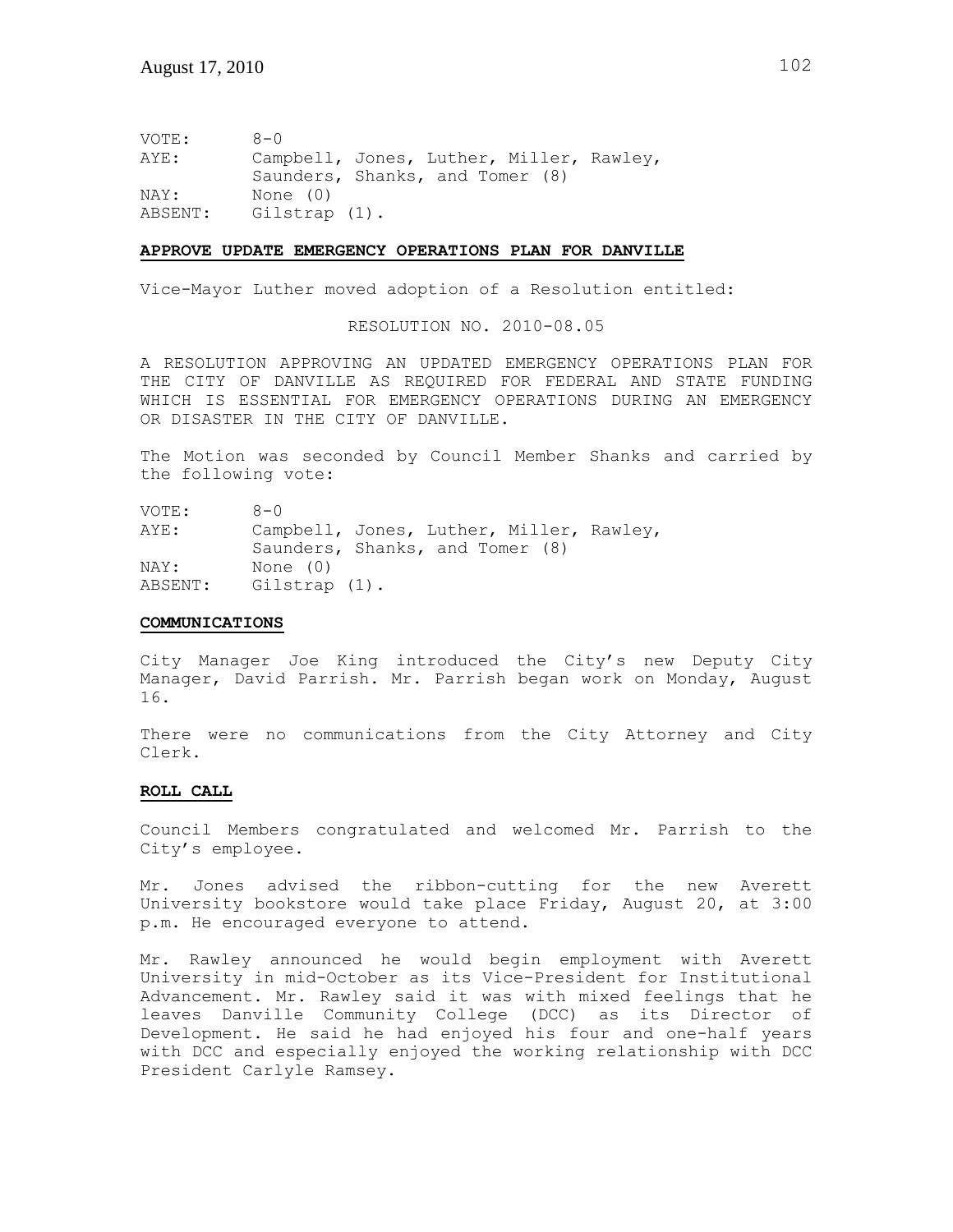VOTE: 8-0
AYE: Campbell, Jones, Luther, Miller, Rawley, Saunders, Shanks, and Tomer (8)
NAY: None (0)
ABSENT: Gilstrap (1).

**APPROVE UPDATE EMERGENCY OPERATIONS PLAN FOR DANVILLE**

Vice-Mayor Luther moved adoption of a Resolution entitled:

RESOLUTION NO. 2010-08.05

A RESOLUTION APPROVING AN UPDATED EMERGENCY OPERATIONS PLAN FOR THE CITY OF DANVILLE AS REQUIRED FOR FEDERAL AND STATE FUNDING WHICH IS ESSENTIAL FOR EMERGENCY OPERATIONS DURING AN EMERGENCY OR DISASTER IN THE CITY OF DANVILLE.

The Motion was seconded by Council Member Shanks and carried by the following vote:

VOTE: 8-0
AYE: Campbell, Jones, Luther, Miller, Rawley, Saunders, Shanks, and Tomer (8)
NAY: None (0)
ABSENT: Gilstrap (1).

**COMMUNICATIONS**

City Manager Joe King introduced the City's new Deputy City Manager, David Parrish. Mr. Parrish began work on Monday, August 16.

There were no communications from the City Attorney and City Clerk.

**ROLL CALL**

Council Members congratulated and welcomed Mr. Parrish to the City's employee.

Mr. Jones advised the ribbon-cutting for the new Averett University bookstore would take place Friday, August 20, at 3:00 p.m. He encouraged everyone to attend.

Mr. Rawley announced he would begin employment with Averett University in mid-October as its Vice-President for Institutional Advancement. Mr. Rawley said it was with mixed feelings that he leaves Danville Community College (DCC) as its Director of Development. He said he had enjoyed his four and one-half years with DCC and especially enjoyed the working relationship with DCC President Carlyle Ramsey.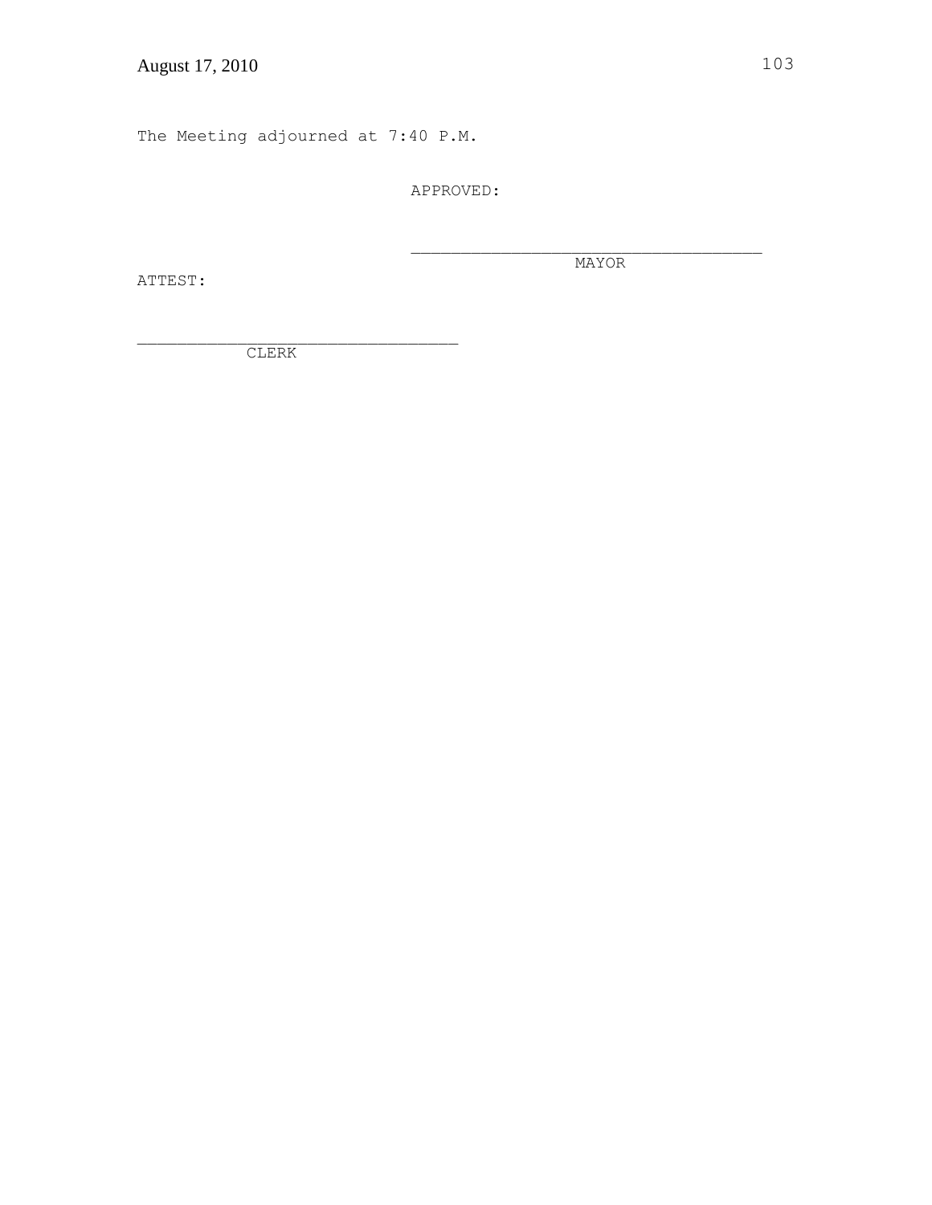The Meeting adjourned at 7:40 P.M.

APPROVED:

\_\_\_\_\_\_\_\_\_\_\_\_\_\_\_\_\_\_\_\_\_\_\_\_\_\_\_\_\_\_\_\_\_\_\_\_
MAYOR

ATTEST:

\_\_\_\_\_\_\_\_\_\_\_\_\_\_\_\_\_\_\_\_\_\_\_\_\_\_\_\_\_\_\_\_\_
CLERK